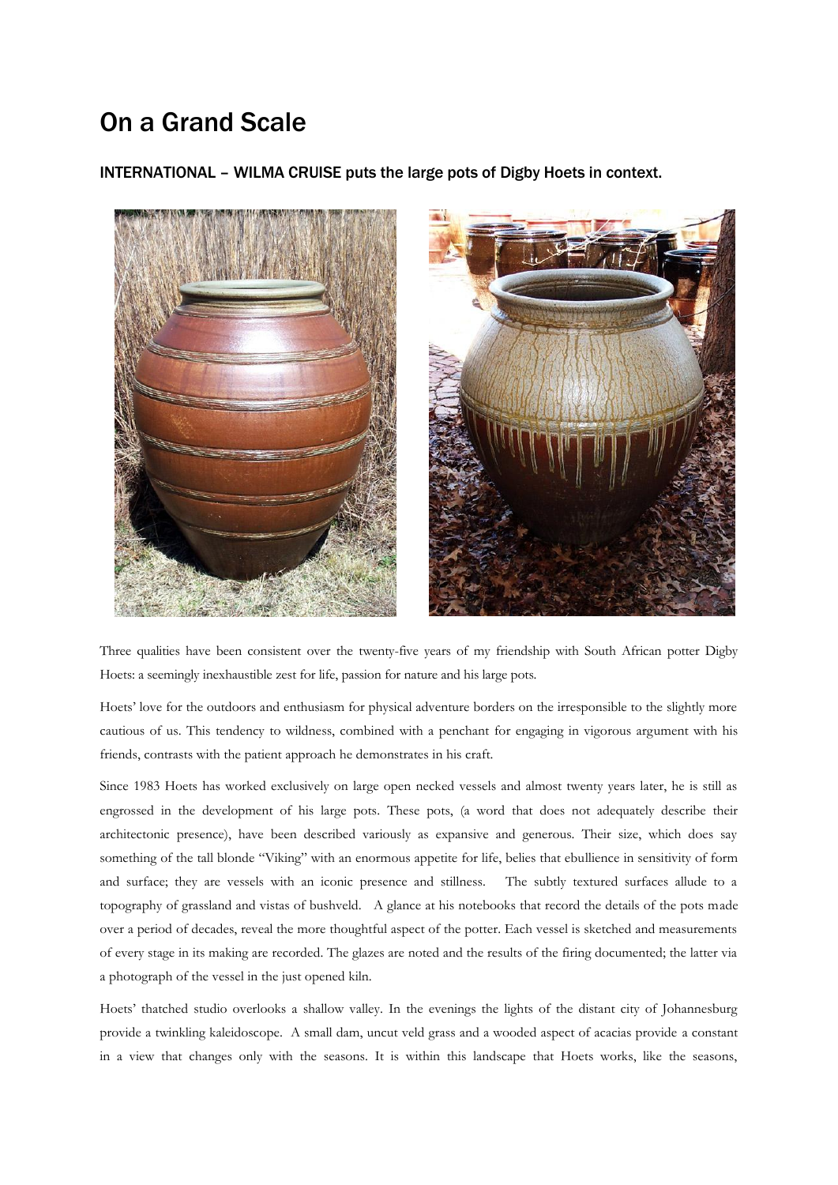# On a Grand Scale

## INTERNATIONAL – WILMA CRUISE puts the large pots of Digby Hoets in context.

Three qualities have been consistent over the twenty-five years of my friendship with South African potter Digby Hoets: a seemingly inexhaustible zest for life, passion for nature and his large pots.

Hoets' love for the outdoors and enthusiasm for physical adventure borders on the irresponsible to the slightly more cautious of us. This tendency to wildness, combined with a penchant for engaging in vigorous argument with his friends, contrasts with the patient approach he demonstrates in his craft.

Since 1983 Hoets has worked exclusively on large open necked vessels and almost twenty years later, he is still as engrossed in the development of his large pots. These pots, (a word that does not adequately describe their architectonic presence), have been described variously as expansive and generous. Their size, which does say something of the tall blonde "Viking" with an enormous appetite for life, belies that ebullience in sensitivity of form and surface; they are vessels with an iconic presence and stillness. The subtly textured surfaces allude to a topography of grassland and vistas of bushveld. A glance at his notebooks that record the details of the pots made over a period of decades, reveal the more thoughtful aspect of the potter. Each vessel is sketched and measurements of every stage in its making are recorded. The glazes are noted and the results of the firing documented; the latter via a photograph of the vessel in the just opened kiln.

Hoets' thatched studio overlooks a shallow valley. In the evenings the lights of the distant city of Johannesburg provide a twinkling kaleidoscope. A small dam, uncut veld grass and a wooded aspect of acacias provide a constant in a view that changes only with the seasons. It is within this landscape that Hoets works, like the seasons,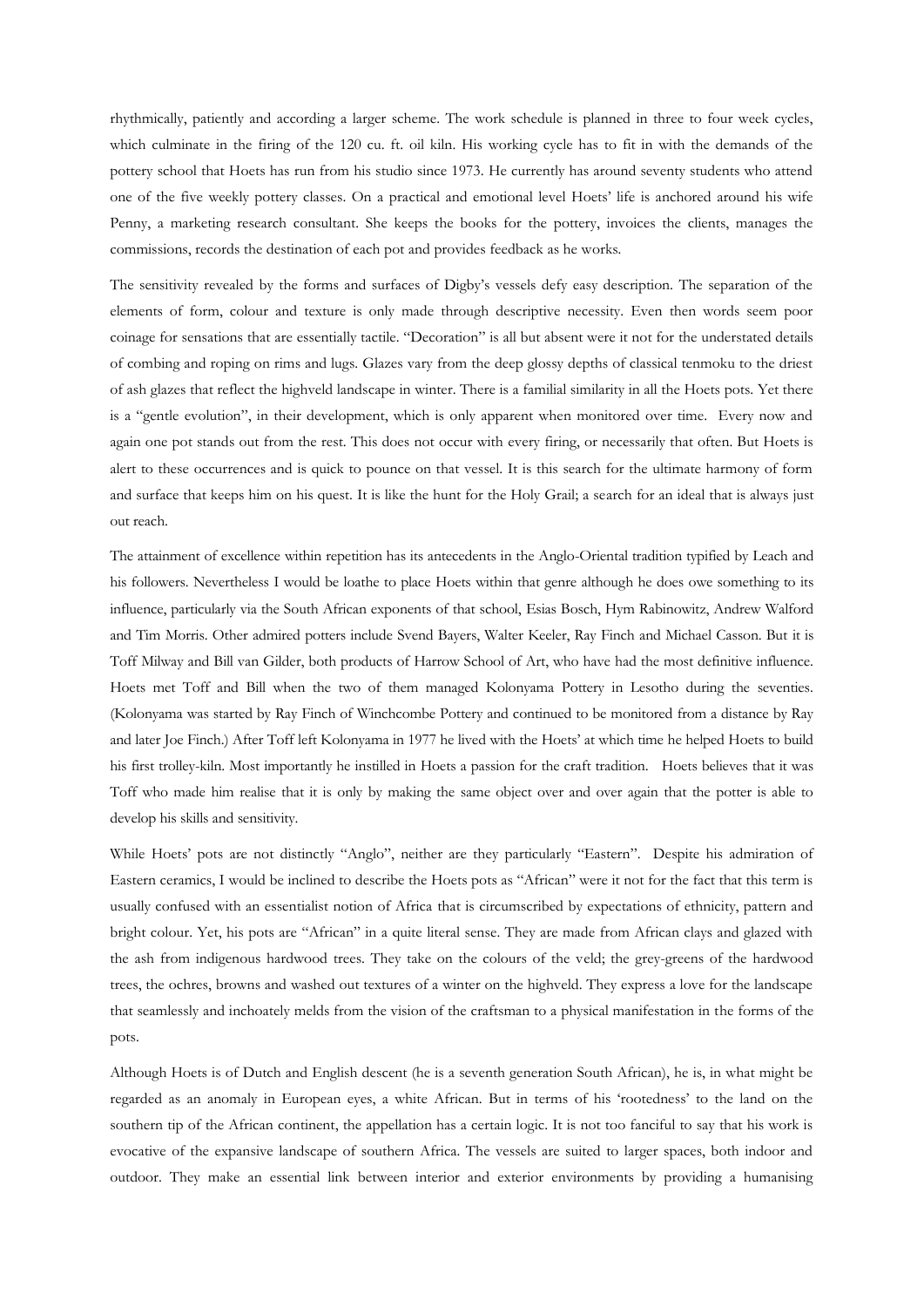rhythmically, patiently and according a larger scheme. The work schedule is planned in three to four week cycles, which culminate in the firing of the 120 cu. ft. oil kiln. His working cycle has to fit in with the demands of the pottery school that Hoets has run from his studio since 1973. He currently has around seventy students who attend one of the five weekly pottery classes. On a practical and emotional level Hoets' life is anchored around his wife Penny, a marketing research consultant. She keeps the books for the pottery, invoices the clients, manages the commissions, records the destination of each pot and provides feedback as he works.

The sensitivity revealed by the forms and surfaces of Digby's vessels defy easy description. The separation of the elements of form, colour and texture is only made through descriptive necessity. Even then words seem poor coinage for sensations that are essentially tactile. "Decoration" is all but absent were it not for the understated details of combing and roping on rims and lugs. Glazes vary from the deep glossy depths of classical tenmoku to the driest of ash glazes that reflect the highveld landscape in winter. There is a familial similarity in all the Hoets pots. Yet there is a "gentle evolution", in their development, which is only apparent when monitored over time. Every now and again one pot stands out from the rest. This does not occur with every firing, or necessarily that often. But Hoets is alert to these occurrences and is quick to pounce on that vessel. It is this search for the ultimate harmony of form and surface that keeps him on his quest. It is like the hunt for the Holy Grail; a search for an ideal that is always just out reach.

The attainment of excellence within repetition has its antecedents in the Anglo-Oriental tradition typified by Leach and his followers. Nevertheless I would be loathe to place Hoets within that genre although he does owe something to its influence, particularly via the South African exponents of that school, Esias Bosch, Hym Rabinowitz, Andrew Walford and Tim Morris. Other admired potters include Svend Bayers, Walter Keeler, Ray Finch and Michael Casson. But it is Toff Milway and Bill van Gilder, both products of Harrow School of Art, who have had the most definitive influence. Hoets met Toff and Bill when the two of them managed Kolonyama Pottery in Lesotho during the seventies. (Kolonyama was started by Ray Finch of Winchcombe Pottery and continued to be monitored from a distance by Ray and later Joe Finch.) After Toff left Kolonyama in 1977 he lived with the Hoets' at which time he helped Hoets to build his first trolley-kiln. Most importantly he instilled in Hoets a passion for the craft tradition. Hoets believes that it was Toff who made him realise that it is only by making the same object over and over again that the potter is able to develop his skills and sensitivity.

While Hoets' pots are not distinctly "Anglo", neither are they particularly "Eastern". Despite his admiration of Eastern ceramics, I would be inclined to describe the Hoets pots as "African" were it not for the fact that this term is usually confused with an essentialist notion of Africa that is circumscribed by expectations of ethnicity, pattern and bright colour. Yet, his pots are "African" in a quite literal sense. They are made from African clays and glazed with the ash from indigenous hardwood trees. They take on the colours of the veld; the grey-greens of the hardwood trees, the ochres, browns and washed out textures of a winter on the highveld. They express a love for the landscape that seamlessly and inchoately melds from the vision of the craftsman to a physical manifestation in the forms of the pots.

Although Hoets is of Dutch and English descent (he is a seventh generation South African), he is, in what might be regarded as an anomaly in European eyes, a white African. But in terms of his 'rootedness' to the land on the southern tip of the African continent, the appellation has a certain logic. It is not too fanciful to say that his work is evocative of the expansive landscape of southern Africa. The vessels are suited to larger spaces, both indoor and outdoor. They make an essential link between interior and exterior environments by providing a humanising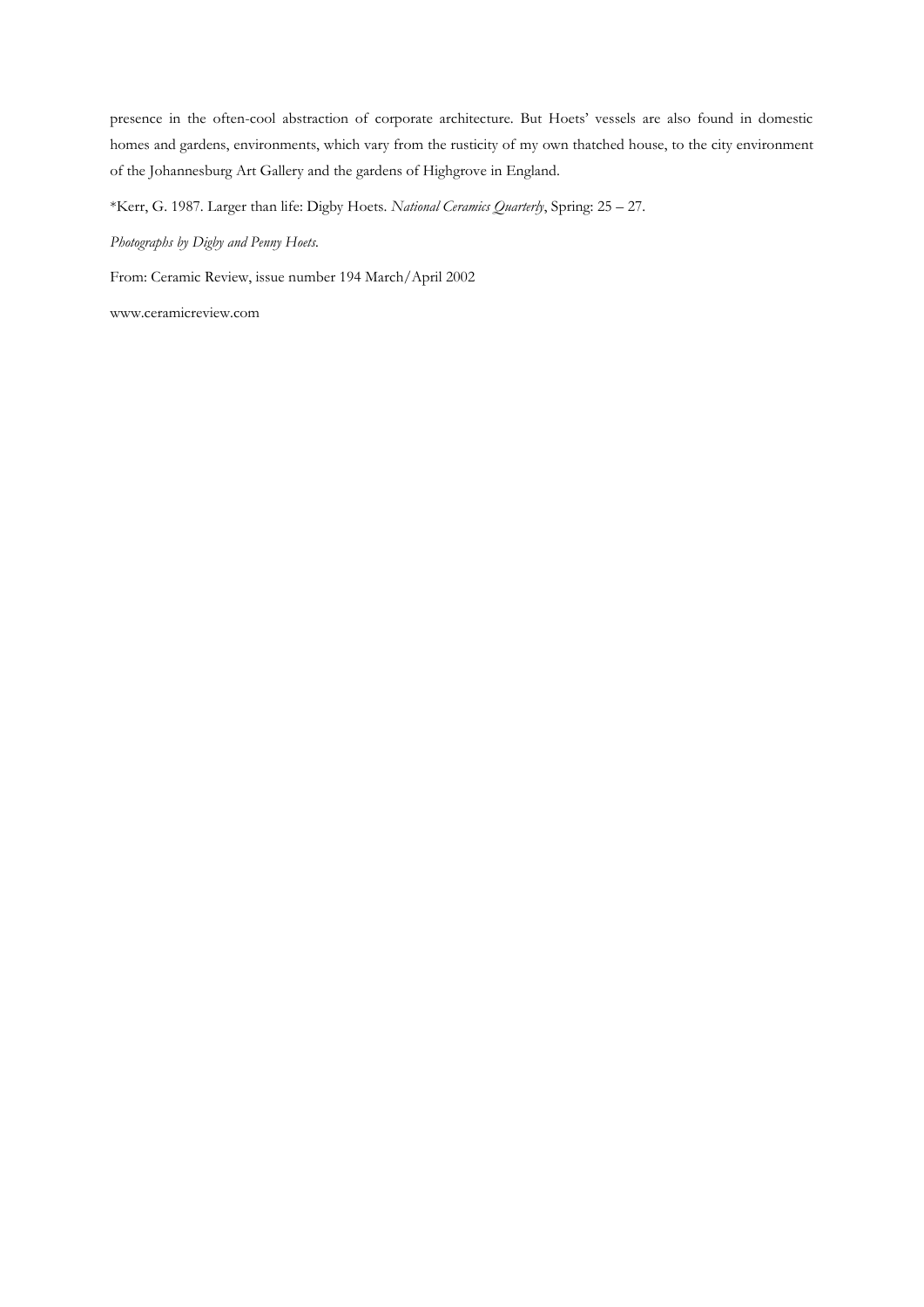presence in the often-cool abstraction of corporate architecture. But Hoets' vessels are also found in domestic homes and gardens, environments, which vary from the rusticity of my own thatched house, to the city environment of the Johannesburg Art Gallery and the gardens of Highgrove in England.

*Kerr, G. 1987. Larger than life: Digby Hoets. *National Ceramics Quarterly*, Spring: 25 – 27.

*Photographs by Digby and Penny Hoets.*

From: Ceramic Review, issue number 194 March/April 2002

www.ceramicreview.com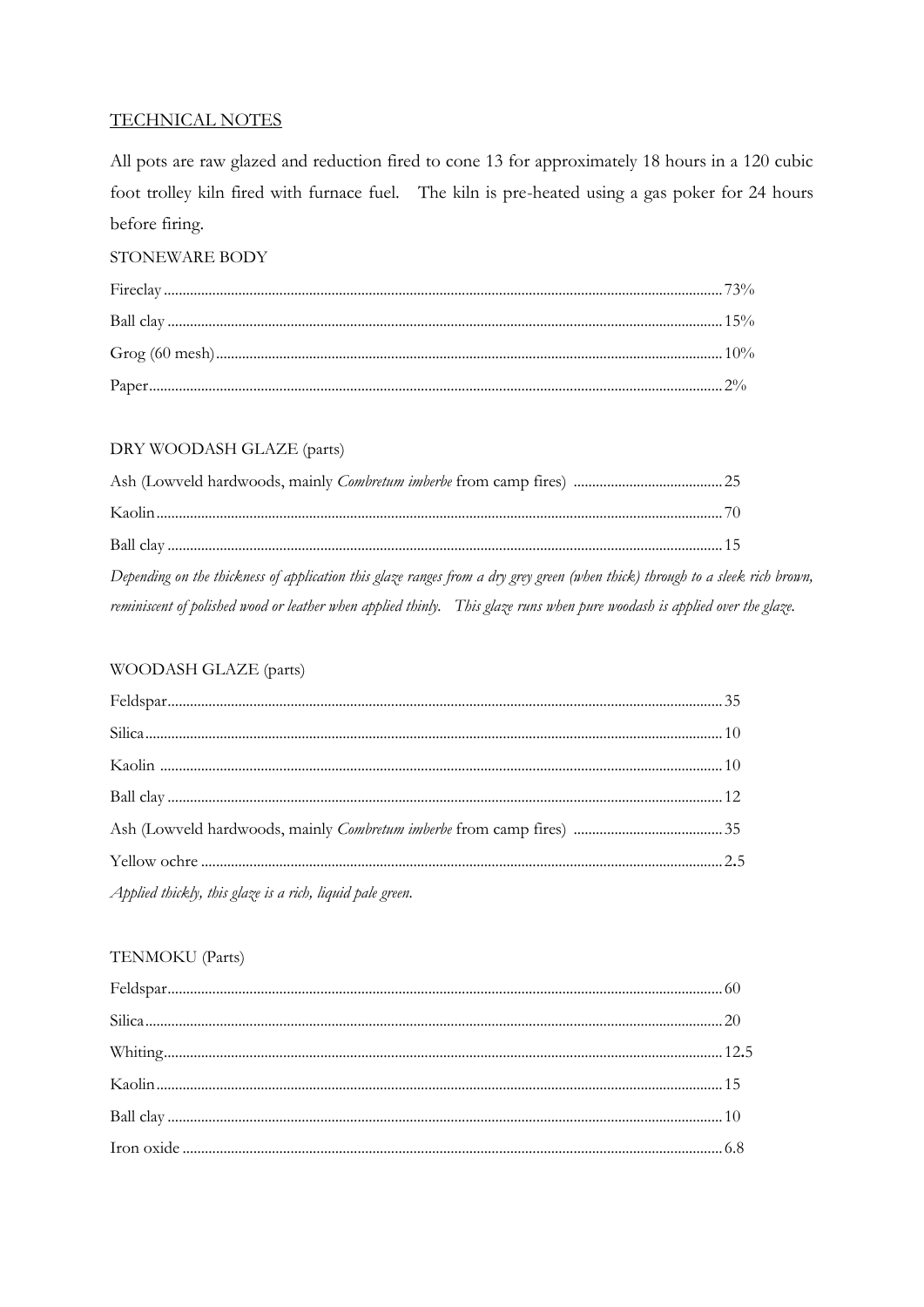## TECHNICAL NOTES

All pots are raw glazed and reduction fired to cone 13 for approximately 18 hours in a 120 cubic foot trolley kiln fired with furnace fuel. The kiln is pre-heated using a gas poker for 24 hours before firing.

### STONEWARE BODY

| | |
|---|---|
| Fireclay | 73% |
| Ball clay | 15% |
| Grog (60 mesh) | 10% |
| Paper | 2% |

### DRY WOODASH GLAZE (parts)

| | |
|---|---|
| Ash (Lowveld hardwoods, mainly *Combretum imberbe* from camp fires) | 25 |
| Kaolin | 70 |
| Ball clay | 15 |

*Depending on the thickness of application this glaze ranges from a dry grey green (when thick) through to a sleek rich brown, reminiscent of polished wood or leather when applied thinly. This glaze runs when pure woodash is applied over the glaze.*

### WOODASH GLAZE (parts)

| | |
|---|---|
| Feldspar | 35 |
| Silica | 10 |
| Kaolin | 10 |
| Ball clay | 12 |
| Ash (Lowveld hardwoods, mainly *Combretum imberbe* from camp fires) | 35 |
| Yellow ochre | 2.5 |

*Applied thickly, this glaze is a rich, liquid pale green.*

### TENMOKU (Parts)

| | |
|---|---|
| Feldspar | 60 |
| Silica | 20 |
| Whiting | 12.5 |
| Kaolin | 15 |
| Ball clay | 10 |
| Iron oxide | 6.8 |